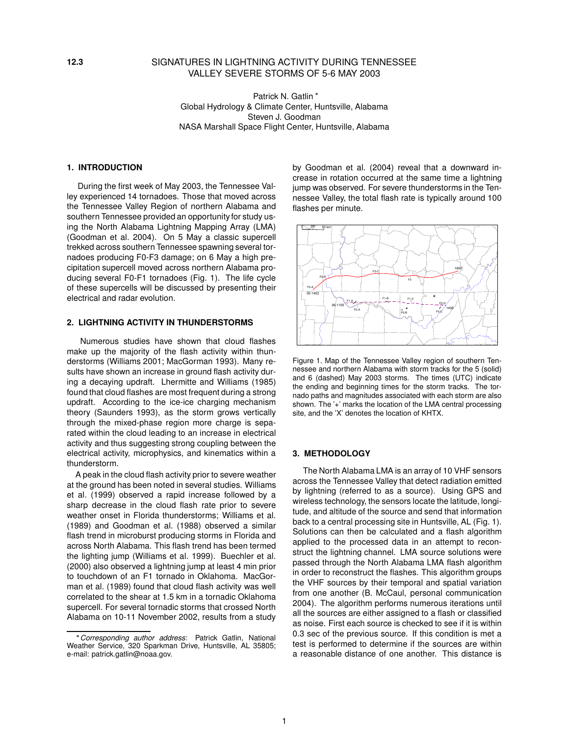12.3

# SIGNATURES IN LIGHTNING ACTIVITY DURING TENNESSEE VALLEY SEVERE STORMS OF 5-6 MAY 2003

Patrick N. Gatlin *
Global Hydrology & Climate Center, Huntsville, Alabama
Steven J. Goodman
NASA Marshall Space Flight Center, Huntsville, Alabama

## 1. INTRODUCTION

During the first week of May 2003, the Tennessee Valley experienced 14 tornadoes. Those that moved across the Tennessee Valley Region of northern Alabama and southern Tennessee provided an opportunity for study using the North Alabama Lightning Mapping Array (LMA) (Goodman et al. 2004). On 5 May a classic supercell trekked across southern Tennessee spawning several tornadoes producing F0-F3 damage; on 6 May a high precipitation supercell moved across northern Alabama producing several F0-F1 tornadoes (Fig. 1). The life cycle of these supercells will be discussed by presenting their electrical and radar evolution.

## 2. LIGHTNING ACTIVITY IN THUNDERSTORMS

Numerous studies have shown that cloud flashes make up the majority of the flash activity within thunderstorms (Williams 2001; MacGorman 1993). Many results have shown an increase in ground flash activity during a decaying updraft. Lhermitte and Williams (1985) found that cloud flashes are most frequent during a strong updraft. According to the ice-ice charging mechanism theory (Saunders 1993), as the storm grows vertically through the mixed-phase region more charge is separated within the cloud leading to an increase in electrical activity and thus suggesting strong coupling between the electrical activity, microphysics, and kinematics within a thunderstorm.

A peak in the cloud flash activity prior to severe weather at the ground has been noted in several studies. Williams et al. (1999) observed a rapid increase followed by a sharp decrease in the cloud flash rate prior to severe weather onset in Florida thunderstorms; Williams et al. (1989) and Goodman et al. (1988) observed a similar flash trend in microburst producing storms in Florida and across North Alabama. This flash trend has been termed the lighting jump (Williams et al. 1999). Buechler et al. (2000) also observed a lightning jump at least 4 min prior to touchdown of an F1 tornado in Oklahoma. MacGorman et al. (1989) found that cloud flash activity was well correlated to the shear at 1.5 km in a tornadic Oklahoma supercell. For several tornadic storms that crossed North Alabama on 10-11 November 2002, results from a study by Goodman et al. (2004) reveal that a downward increase in rotation occurred at the same time a lightning jump was observed. For severe thunderstorms in the Tennessee Valley, the total flash rate is typically around 100 flashes per minute.

Figure 1. Map of the Tennessee Valley region of southern Tennessee and northern Alabama with storm tracks for the 5 (solid) and 6 (dashed) May 2003 storms. The times (UTC) indicate the ending and beginning times for the storm tracks. The tornado paths and magnitudes associated with each storm are also shown. The '+' marks the location of the LMA central processing site, and the 'X' denotes the location of KHTX.

## 3. METHODOLOGY

The North Alabama LMA is an array of 10 VHF sensors across the Tennessee Valley that detect radiation emitted by lightning (referred to as a source). Using GPS and wireless technology, the sensors locate the latitude, longitude, and altitude of the source and send that information back to a central processing site in Huntsville, AL (Fig. 1). Solutions can then be calculated and a flash algorithm applied to the processed data in an attempt to reconstruct the lightning channel. LMA source solutions were passed through the North Alabama LMA flash algorithm in order to reconstruct the flashes. This algorithm groups the VHF sources by their temporal and spatial variation from one another (B. McCaul, personal communication 2004). The algorithm performs numerous iterations until all the sources are either assigned to a flash or classified as noise. First each source is checked to see if it is within 0.3 sec of the previous source. If this condition is met a test is performed to determine if the sources are within a reasonable distance of one another. This distance is

* *Corresponding author address*: Patrick Gatlin, National Weather Service, 320 Sparkman Drive, Huntsville, AL 35805; e-mail: patrick.gatlin@noaa.gov.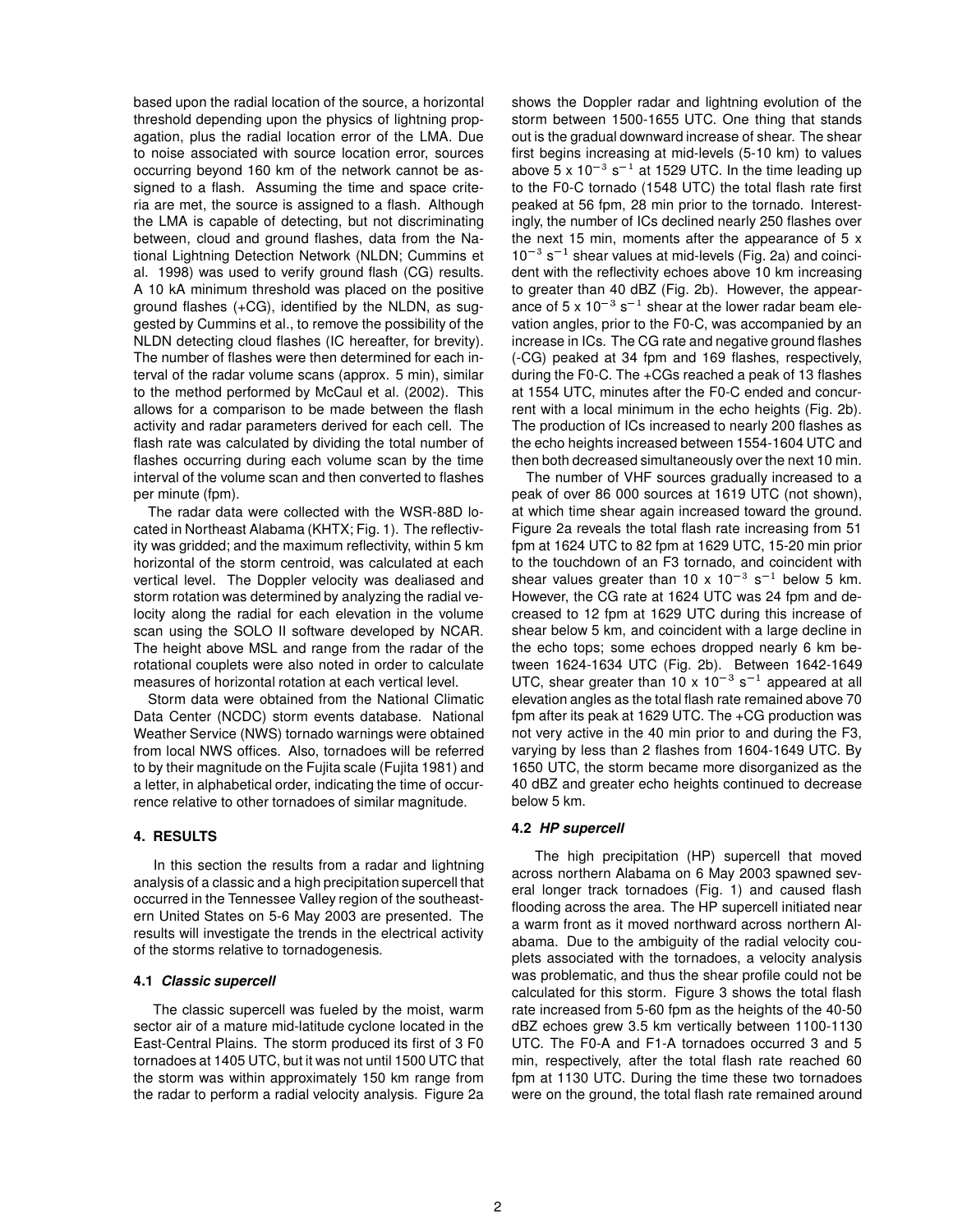based upon the radial location of the source, a horizontal threshold depending upon the physics of lightning propagation, plus the radial location error of the LMA. Due to noise associated with source location error, sources occurring beyond 160 km of the network cannot be assigned to a flash. Assuming the time and space criteria are met, the source is assigned to a flash. Although the LMA is capable of detecting, but not discriminating between, cloud and ground flashes, data from the National Lightning Detection Network (NLDN; Cummins et al. 1998) was used to verify ground flash (CG) results. A 10 kA minimum threshold was placed on the positive ground flashes (+CG), identified by the NLDN, as suggested by Cummins et al., to remove the possibility of the NLDN detecting cloud flashes (IC hereafter, for brevity). The number of flashes were then determined for each interval of the radar volume scans (approx. 5 min), similar to the method performed by McCaul et al. (2002). This allows for a comparison to be made between the flash activity and radar parameters derived for each cell. The flash rate was calculated by dividing the total number of flashes occurring during each volume scan by the time interval of the volume scan and then converted to flashes per minute (fpm).

The radar data were collected with the WSR-88D located in Northeast Alabama (KHTX; Fig. 1). The reflectivity was gridded; and the maximum reflectivity, within 5 km horizontal of the storm centroid, was calculated at each vertical level. The Doppler velocity was dealiased and storm rotation was determined by analyzing the radial velocity along the radial for each elevation in the volume scan using the SOLO II software developed by NCAR. The height above MSL and range from the radar of the rotational couplets were also noted in order to calculate measures of horizontal rotation at each vertical level.

Storm data were obtained from the National Climatic Data Center (NCDC) storm events database. National Weather Service (NWS) tornado warnings were obtained from local NWS offices. Also, tornadoes will be referred to by their magnitude on the Fujita scale (Fujita 1981) and a letter, in alphabetical order, indicating the time of occurrence relative to other tornadoes of similar magnitude.

## 4. RESULTS

In this section the results from a radar and lightning analysis of a classic and a high precipitation supercell that occurred in the Tennessee Valley region of the southeastern United States on 5-6 May 2003 are presented. The results will investigate the trends in the electrical activity of the storms relative to tornadogenesis.

### 4.1 *Classic supercell*

The classic supercell was fueled by the moist, warm sector air of a mature mid-latitude cyclone located in the East-Central Plains. The storm produced its first of 3 F0 tornadoes at 1405 UTC, but it was not until 1500 UTC that the storm was within approximately 150 km range from the radar to perform a radial velocity analysis. Figure 2a shows the Doppler radar and lightning evolution of the storm between 1500-1655 UTC. One thing that stands out is the gradual downward increase of shear. The shear first begins increasing at mid-levels (5-10 km) to values above 5 x $10^{-3}$ $s^{-1}$ at 1529 UTC. In the time leading up to the F0-C tornado (1548 UTC) the total flash rate first peaked at 56 fpm, 28 min prior to the tornado. Interestingly, the number of ICs declined nearly 250 flashes over the next 15 min, moments after the appearance of 5 x $10^{-3}$ $s^{-1}$ shear values at mid-levels (Fig. 2a) and coincident with the reflectivity echoes above 10 km increasing to greater than 40 dBZ (Fig. 2b). However, the appearance of 5 x $10^{-3}$ $s^{-1}$ shear at the lower radar beam elevation angles, prior to the F0-C, was accompanied by an increase in ICs. The CG rate and negative ground flashes (-CG) peaked at 34 fpm and 169 flashes, respectively, during the F0-C. The +CGs reached a peak of 13 flashes at 1554 UTC, minutes after the F0-C ended and concurrent with a local minimum in the echo heights (Fig. 2b). The production of ICs increased to nearly 200 flashes as the echo heights increased between 1554-1604 UTC and then both decreased simultaneously over the next 10 min.

The number of VHF sources gradually increased to a peak of over 86 000 sources at 1619 UTC (not shown), at which time shear again increased toward the ground. Figure 2a reveals the total flash rate increasing from 51 fpm at 1624 UTC to 82 fpm at 1629 UTC, 15-20 min prior to the touchdown of an F3 tornado, and coincident with shear values greater than 10 x $10^{-3}$ $s^{-1}$ below 5 km. However, the CG rate at 1624 UTC was 24 fpm and decreased to 12 fpm at 1629 UTC during this increase of shear below 5 km, and coincident with a large decline in the echo tops; some echoes dropped nearly 6 km between 1624-1634 UTC (Fig. 2b). Between 1642-1649 UTC, shear greater than 10 x $10^{-3}$ $s^{-1}$ appeared at all elevation angles as the total flash rate remained above 70 fpm after its peak at 1629 UTC. The +CG production was not very active in the 40 min prior to and during the F3, varying by less than 2 flashes from 1604-1649 UTC. By 1650 UTC, the storm became more disorganized as the 40 dBZ and greater echo heights continued to decrease below 5 km.

### 4.2 *HP supercell*

The high precipitation (HP) supercell that moved across northern Alabama on 6 May 2003 spawned several longer track tornadoes (Fig. 1) and caused flash flooding across the area. The HP supercell initiated near a warm front as it moved northward across northern Alabama. Due to the ambiguity of the radial velocity couplets associated with the tornadoes, a velocity analysis was problematic, and thus the shear profile could not be calculated for this storm. Figure 3 shows the total flash rate increased from 5-60 fpm as the heights of the 40-50 dBZ echoes grew 3.5 km vertically between 1100-1130 UTC. The F0-A and F1-A tornadoes occurred 3 and 5 min, respectively, after the total flash rate reached 60 fpm at 1130 UTC. During the time these two tornadoes were on the ground, the total flash rate remained around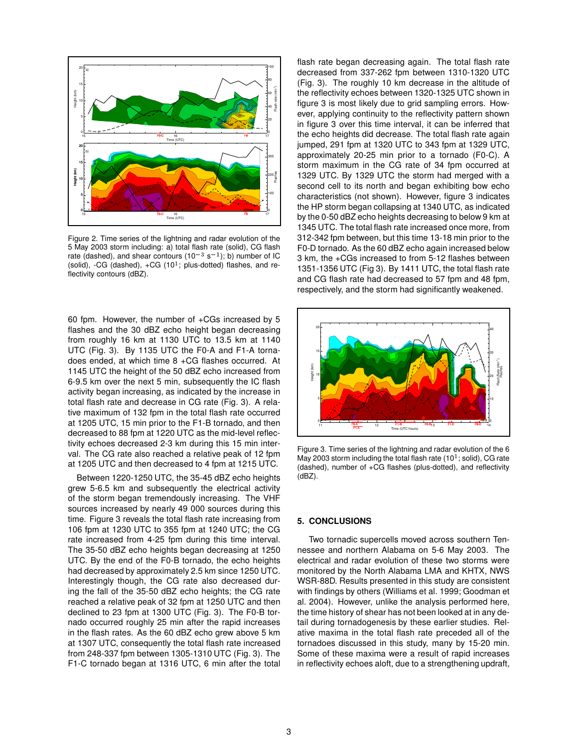Figure 2. Time series of the lightning and radar evolution of the 5 May 2003 storm including: a) total flash rate (solid), CG flash rate (dashed), and shear contours ($10^{-3}$ $s^{-1}$); b) number of IC (solid), -CG (dashed), +CG ($10^{1}$; plus-dotted) flashes, and reflectivity contours (dBZ).

60 fpm. However, the number of +CGs increased by 5 flashes and the 30 dBZ echo height began decreasing from roughly 16 km at 1130 UTC to 13.5 km at 1140 UTC (Fig. 3). By 1135 UTC the F0-A and F1-A tornadoes ended, at which time 8 +CG flashes occurred. At 1145 UTC the height of the 50 dBZ echo increased from 6-9.5 km over the next 5 min, subsequently the IC flash activity began increasing, as indicated by the increase in total flash rate and decrease in CG rate (Fig. 3). A relative maximum of 132 fpm in the total flash rate occurred at 1205 UTC, 15 min prior to the F1-B tornado, and then decreased to 88 fpm at 1220 UTC as the mid-level reflectivity echoes decreased 2-3 km during this 15 min interval. The CG rate also reached a relative peak of 12 fpm at 1205 UTC and then decreased to 4 fpm at 1215 UTC.

Between 1220-1250 UTC, the 35-45 dBZ echo heights grew 5-6.5 km and subsequently the electrical activity of the storm began tremendously increasing. The VHF sources increased by nearly 49 000 sources during this time. Figure 3 reveals the total flash rate increasing from 106 fpm at 1230 UTC to 355 fpm at 1240 UTC; the CG rate increased from 4-25 fpm during this time interval. The 35-50 dBZ echo heights began decreasing at 1250 UTC. By the end of the F0-B tornado, the echo heights had decreased by approximately 2.5 km since 1250 UTC. Interestingly though, the CG rate also decreased during the fall of the 35-50 dBZ echo heights; the CG rate reached a relative peak of 32 fpm at 1250 UTC and then declined to 23 fpm at 1300 UTC (Fig. 3). The F0-B tornado occurred roughly 25 min after the rapid increases in the flash rates. As the 60 dBZ echo grew above 5 km at 1307 UTC, consequently the total flash rate increased from 248-337 fpm between 1305-1310 UTC (Fig. 3). The F1-C tornado began at 1316 UTC, 6 min after the total flash rate began decreasing again. The total flash rate decreased from 337-262 fpm between 1310-1320 UTC (Fig. 3). The roughly 10 km decrease in the altitude of the reflectivity echoes between 1320-1325 UTC shown in figure 3 is most likely due to grid sampling errors. However, applying continuity to the reflectivity pattern shown in figure 3 over this time interval, it can be inferred that the echo heights did decrease. The total flash rate again jumped, 291 fpm at 1320 UTC to 343 fpm at 1329 UTC, approximately 20-25 min prior to a tornado (F0-C). A storm maximum in the CG rate of 34 fpm occurred at 1329 UTC. By 1329 UTC the storm had merged with a second cell to its north and began exhibiting bow echo characteristics (not shown). However, figure 3 indicates the HP storm began collapsing at 1340 UTC, as indicated by the 0-50 dBZ echo heights decreasing to below 9 km at 1345 UTC. The total flash rate increased once more, from 312-342 fpm between, but this time 13-18 min prior to the F0-D tornado. As the 60 dBZ echo again increased below 3 km, the +CGs increased to from 5-12 flashes between 1351-1356 UTC (Fig 3). By 1411 UTC, the total flash rate and CG flash rate had decreased to 57 fpm and 48 fpm, respectively, and the storm had significantly weakened.

Figure 3. Time series of the lightning and radar evolution of the 6 May 2003 storm including the total flash rate ($10^{1}$; solid), CG rate (dashed), number of +CG flashes (plus-dotted), and reflectivity (dBZ).

## 5. CONCLUSIONS

Two tornadic supercells moved across southern Tennessee and northern Alabama on 5-6 May 2003. The electrical and radar evolution of these two storms were monitored by the North Alabama LMA and KHTX, NWS WSR-88D. Results presented in this study are consistent with findings by others (Williams et al. 1999; Goodman et al. 2004). However, unlike the analysis performed here, the time history of shear has not been looked at in any detail during tornadogenesis by these earlier studies. Relative maxima in the total flash rate preceded all of the tornadoes discussed in this study, many by 15-20 min. Some of these maxima were a result of rapid increases in reflectivity echoes aloft, due to a strengthening updraft,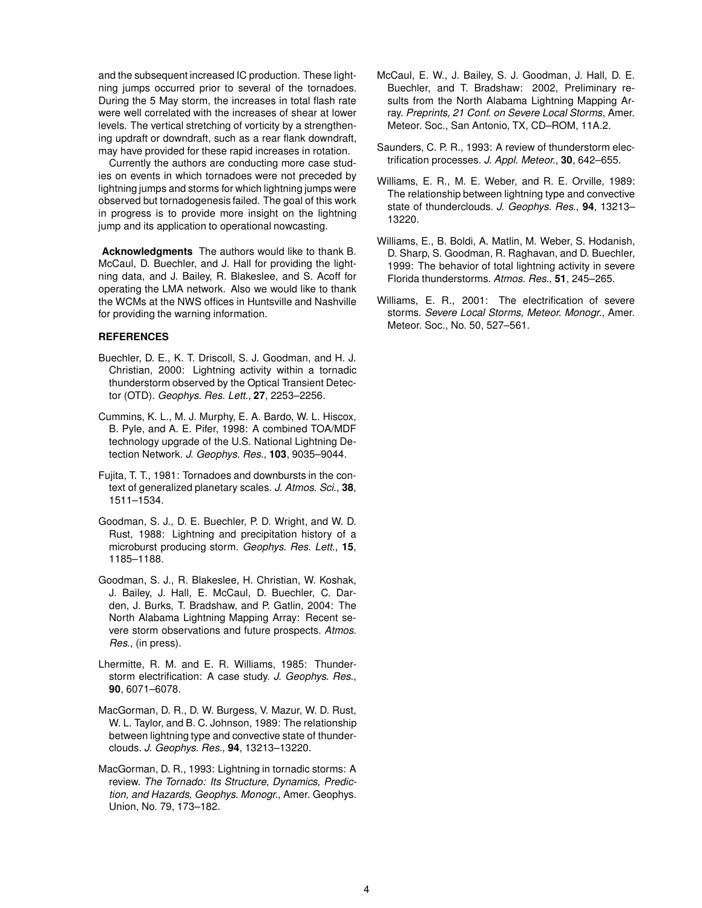and the subsequent increased IC production. These lightning jumps occurred prior to several of the tornadoes. During the 5 May storm, the increases in total flash rate were well correlated with the increases of shear at lower levels. The vertical stretching of vorticity by a strengthening updraft or downdraft, such as a rear flank downdraft, may have provided for these rapid increases in rotation.

Currently the authors are conducting more case studies on events in which tornadoes were not preceded by lightning jumps and storms for which lightning jumps were observed but tornadogenesis failed. The goal of this work in progress is to provide more insight on the lightning jump and its application to operational nowcasting.

**Acknowledgments** The authors would like to thank B. McCaul, D. Buechler, and J. Hall for providing the lightning data, and J. Bailey, R. Blakeslee, and S. Acoff for operating the LMA network. Also we would like to thank the WCMs at the NWS offices in Huntsville and Nashville for providing the warning information.

### REFERENCES

Buechler, D. E., K. T. Driscoll, S. J. Goodman, and H. J. Christian, 2000: Lightning activity within a tornadic thunderstorm observed by the Optical Transient Detector (OTD). *Geophys. Res. Lett.*, **27**, 2253–2256.

Cummins, K. L., M. J. Murphy, E. A. Bardo, W. L. Hiscox, B. Pyle, and A. E. Pifer, 1998: A combined TOA/MDF technology upgrade of the U.S. National Lightning Detection Network. *J. Geophys. Res.*, **103**, 9035–9044.

Fujita, T. T., 1981: Tornadoes and downbursts in the context of generalized planetary scales. *J. Atmos. Sci.*, **38**, 1511–1534.

Goodman, S. J., D. E. Buechler, P. D. Wright, and W. D. Rust, 1988: Lightning and precipitation history of a microburst producing storm. *Geophys. Res. Lett.*, **15**, 1185–1188.

Goodman, S. J., R. Blakeslee, H. Christian, W. Koshak, J. Bailey, J. Hall, E. McCaul, D. Buechler, C. Darden, J. Burks, T. Bradshaw, and P. Gatlin, 2004: The North Alabama Lightning Mapping Array: Recent severe storm observations and future prospects. *Atmos. Res.*, (in press).

Lhermitte, R. M. and E. R. Williams, 1985: Thunderstorm electrification: A case study. *J. Geophys. Res.*, **90**, 6071–6078.

MacGorman, D. R., D. W. Burgess, V. Mazur, W. D. Rust, W. L. Taylor, and B. C. Johnson, 1989: The relationship between lightning type and convective state of thunderclouds. *J. Geophys. Res.*, **94**, 13213–13220.

MacGorman, D. R., 1993: Lightning in tornadic storms: A review. *The Tornado: Its Structure, Dynamics, Prediction, and Hazards, Geophys. Monogr.*, Amer. Geophys. Union, No. 79, 173–182.

McCaul, E. W., J. Bailey, S. J. Goodman, J. Hall, D. E. Buechler, and T. Bradshaw: 2002, Preliminary results from the North Alabama Lightning Mapping Array. *Preprints, 21 Conf. on Severe Local Storms*, Amer. Meteor. Soc., San Antonio, TX, CD–ROM, 11A.2.

Saunders, C. P. R., 1993: A review of thunderstorm electrification processes. *J. Appl. Meteor.*, **30**, 642–655.

Williams, E. R., M. E. Weber, and R. E. Orville, 1989: The relationship between lightning type and convective state of thunderclouds. *J. Geophys. Res.*, **94**, 13213–13220.

Williams, E., B. Boldi, A. Matlin, M. Weber, S. Hodanish, D. Sharp, S. Goodman, R. Raghavan, and D. Buechler, 1999: The behavior of total lightning activity in severe Florida thunderstorms. *Atmos. Res.*, **51**, 245–265.

Williams, E. R., 2001: The electrification of severe storms. *Severe Local Storms, Meteor. Monogr.*, Amer. Meteor. Soc., No. 50, 527–561.